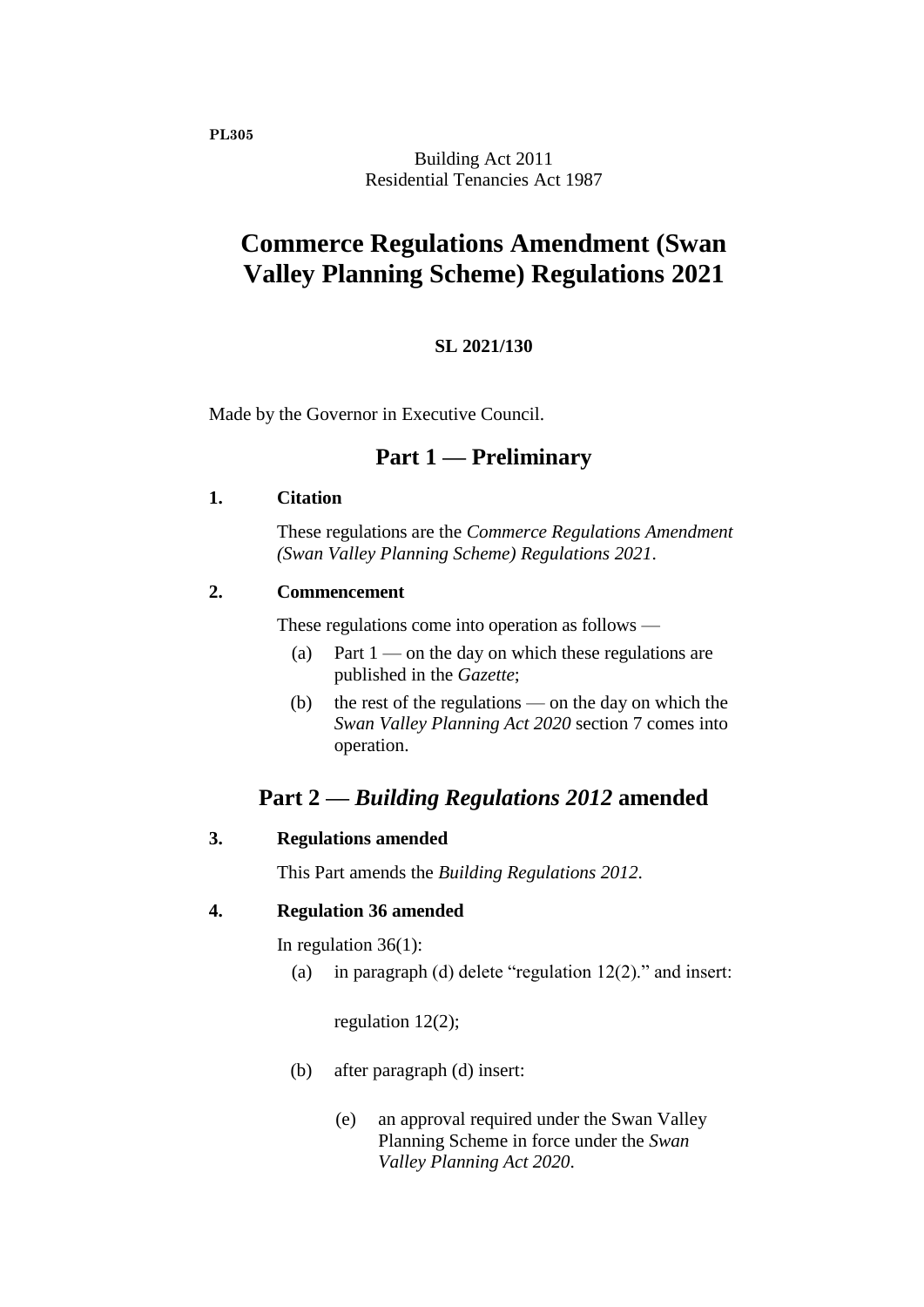PL305

Building Act 2011
Residential Tenancies Act 1987

# Commerce Regulations Amendment (Swan Valley Planning Scheme) Regulations 2021

**SL 2021/130**

Made by the Governor in Executive Council.

## Part 1 — Preliminary

### 1. Citation

These regulations are the *Commerce Regulations Amendment (Swan Valley Planning Scheme) Regulations 2021*.

### 2. Commencement

These regulations come into operation as follows —

(a) Part 1 — on the day on which these regulations are published in the *Gazette*;

(b) the rest of the regulations — on the day on which the *Swan Valley Planning Act 2020* section 7 comes into operation.

## Part 2 — *Building Regulations 2012* amended

### 3. Regulations amended

This Part amends the *Building Regulations 2012*.

### 4. Regulation 36 amended

In regulation 36(1):

(a) in paragraph (d) delete "regulation 12(2)." and insert:

regulation 12(2);

(b) after paragraph (d) insert:

(e) an approval required under the Swan Valley Planning Scheme in force under the *Swan Valley Planning Act 2020*.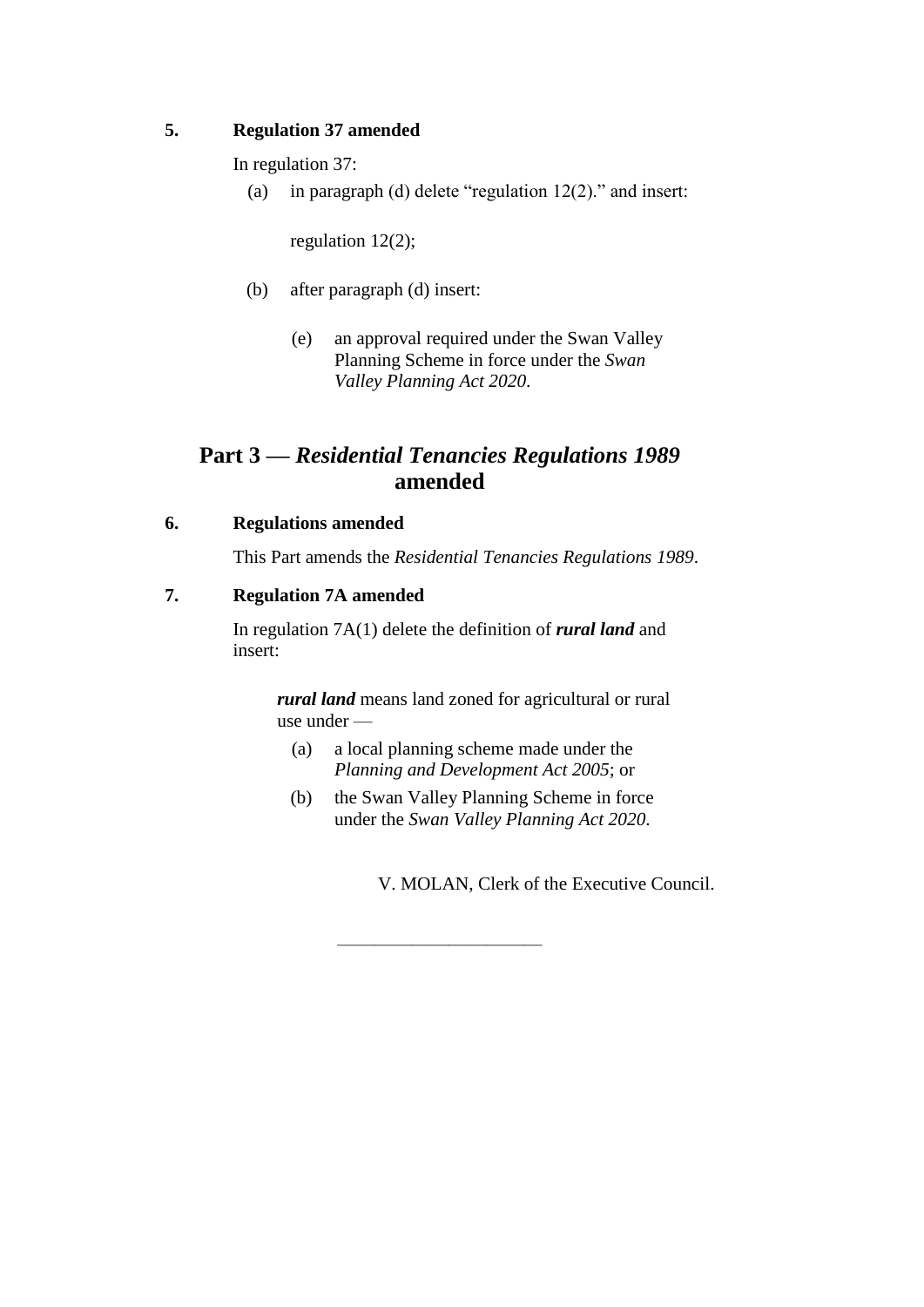### 5. Regulation 37 amended

In regulation 37:

(a) in paragraph (d) delete "regulation 12(2)." and insert:

> regulation 12(2);

(b) after paragraph (d) insert:

> (e) an approval required under the Swan Valley Planning Scheme in force under the *Swan Valley Planning Act 2020*.

## Part 3 — *Residential Tenancies Regulations 1989* amended

### 6. Regulations amended

This Part amends the *Residential Tenancies Regulations 1989*.

### 7. Regulation 7A amended

In regulation 7A(1) delete the definition of ***rural land*** and insert:

> ***rural land*** means land zoned for agricultural or rural use under —
>
> (a) a local planning scheme made under the *Planning and Development Act 2005*; or
>
> (b) the Swan Valley Planning Scheme in force under the *Swan Valley Planning Act 2020*.

V. MOLAN, Clerk of the Executive Council.

---